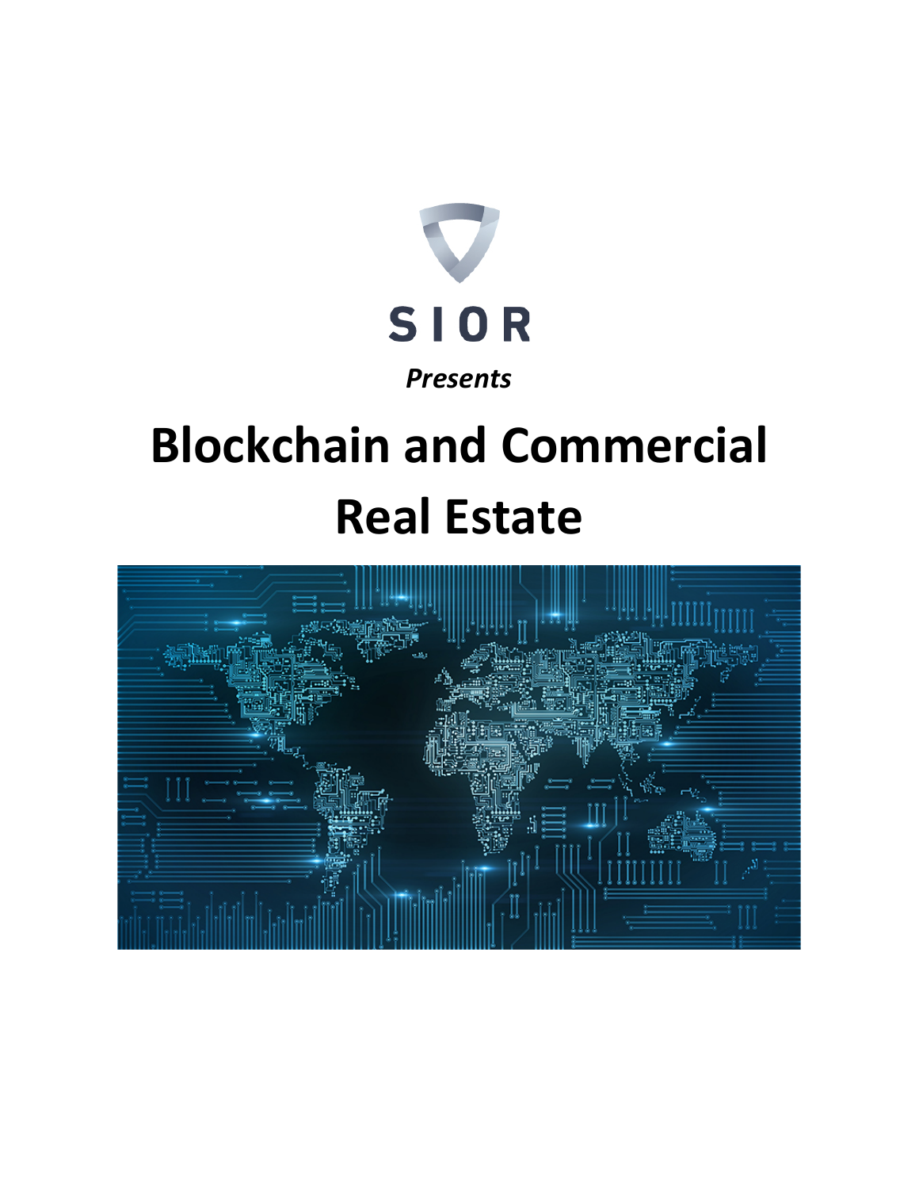SIOR

*Presents*

# Blockchain and Commercial Real Estate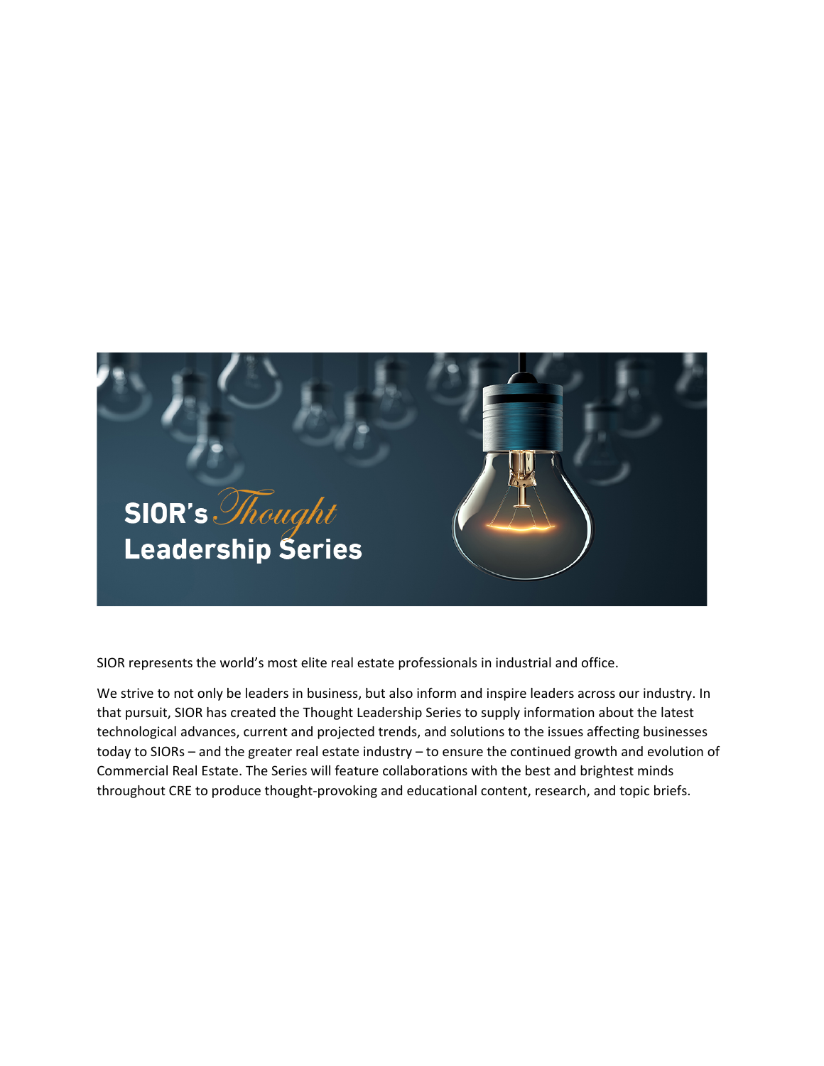# SIOR's Thought Leadership Series

SIOR represents the world's most elite real estate professionals in industrial and office.

We strive to not only be leaders in business, but also inform and inspire leaders across our industry. In that pursuit, SIOR has created the Thought Leadership Series to supply information about the latest technological advances, current and projected trends, and solutions to the issues affecting businesses today to SIORs – and the greater real estate industry – to ensure the continued growth and evolution of Commercial Real Estate. The Series will feature collaborations with the best and brightest minds throughout CRE to produce thought-provoking and educational content, research, and topic briefs.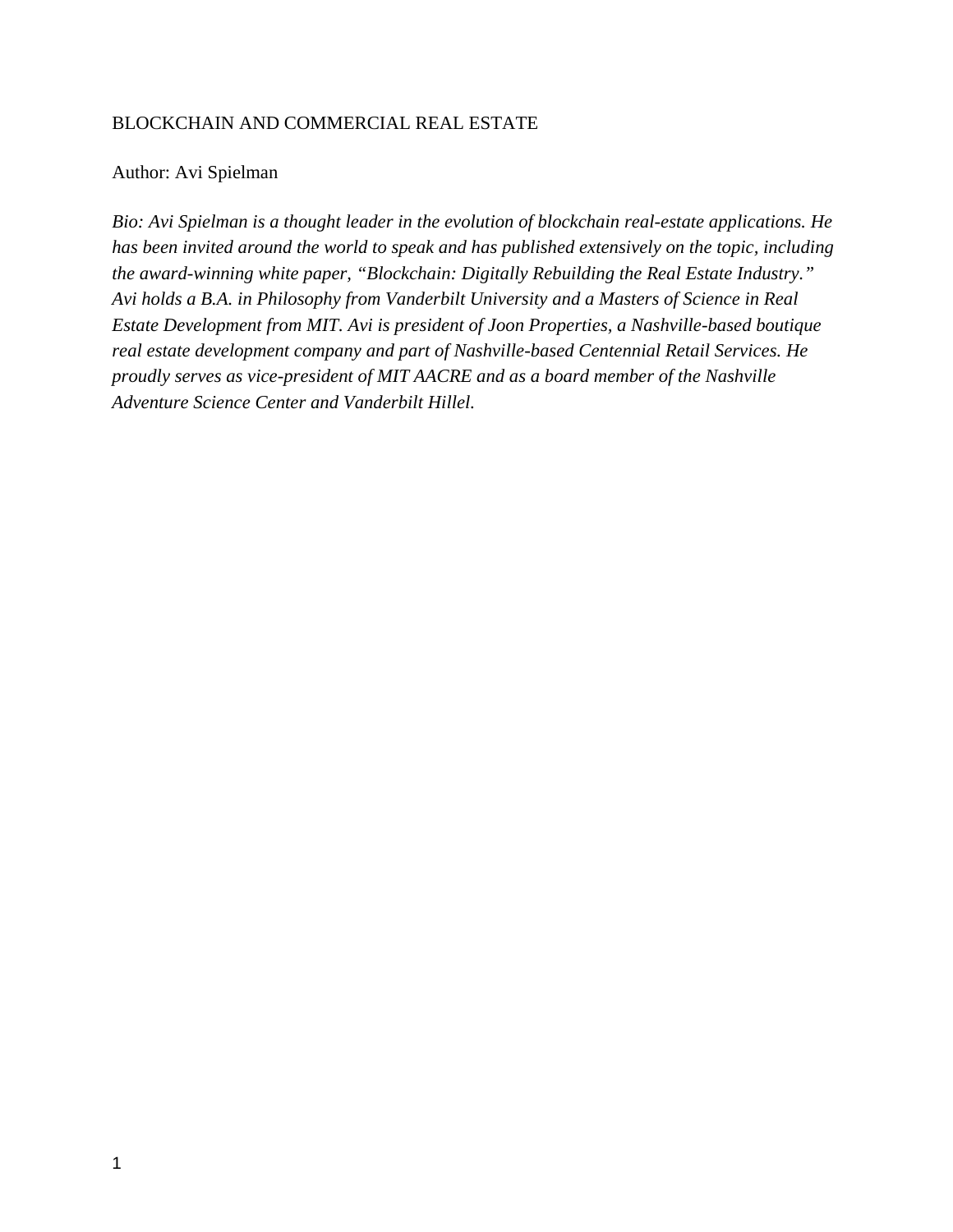# BLOCKCHAIN AND COMMERCIAL REAL ESTATE

Author: Avi Spielman

*Bio: Avi Spielman is a thought leader in the evolution of blockchain real-estate applications. He has been invited around the world to speak and has published extensively on the topic, including the award-winning white paper, "Blockchain: Digitally Rebuilding the Real Estate Industry." Avi holds a B.A. in Philosophy from Vanderbilt University and a Masters of Science in Real Estate Development from MIT. Avi is president of Joon Properties, a Nashville-based boutique real estate development company and part of Nashville-based Centennial Retail Services. He proudly serves as vice-president of MIT AACRE and as a board member of the Nashville Adventure Science Center and Vanderbilt Hillel.*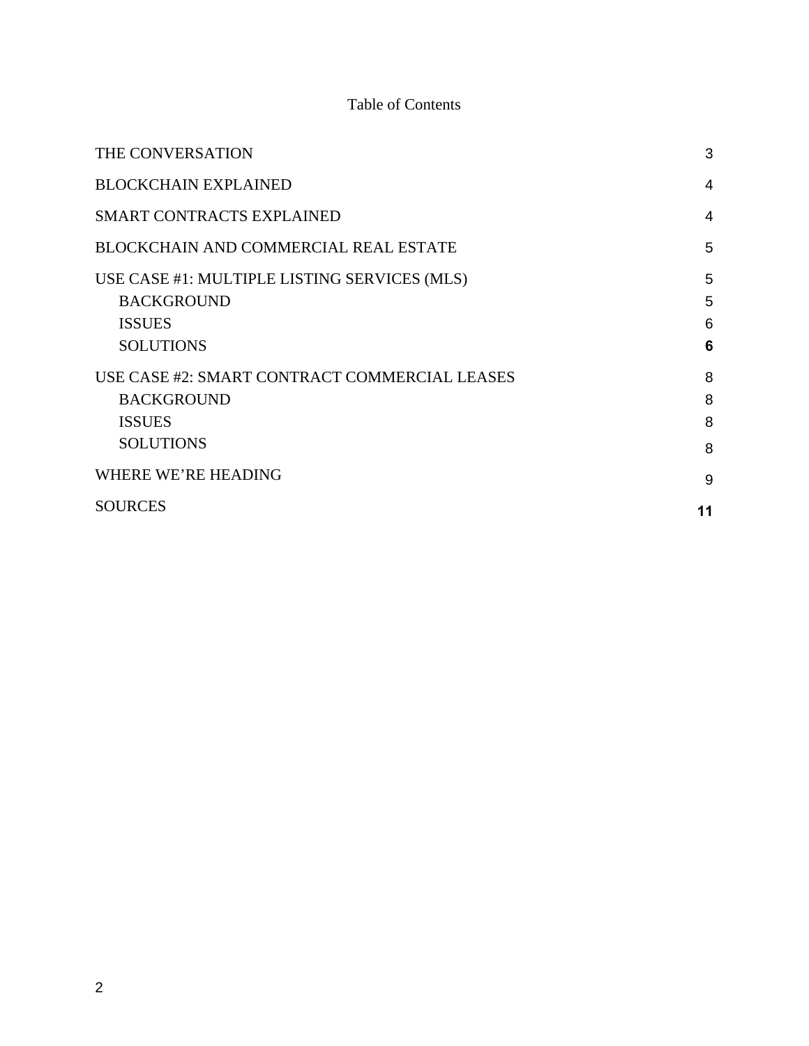Table of Contents

| | |
|---|---|
| THE CONVERSATION | 3 |
| BLOCKCHAIN EXPLAINED | 4 |
| SMART CONTRACTS EXPLAINED | 4 |
| BLOCKCHAIN AND COMMERCIAL REAL ESTATE | 5 |
| USE CASE #1: MULTIPLE LISTING SERVICES (MLS) | 5 |
| BACKGROUND | 5 |
| ISSUES | 6 |
| SOLUTIONS | **6** |
| USE CASE #2: SMART CONTRACT COMMERCIAL LEASES | 8 |
| BACKGROUND | 8 |
| ISSUES | 8 |
| SOLUTIONS | 8 |
| WHERE WE'RE HEADING | 9 |
| SOURCES | **11** |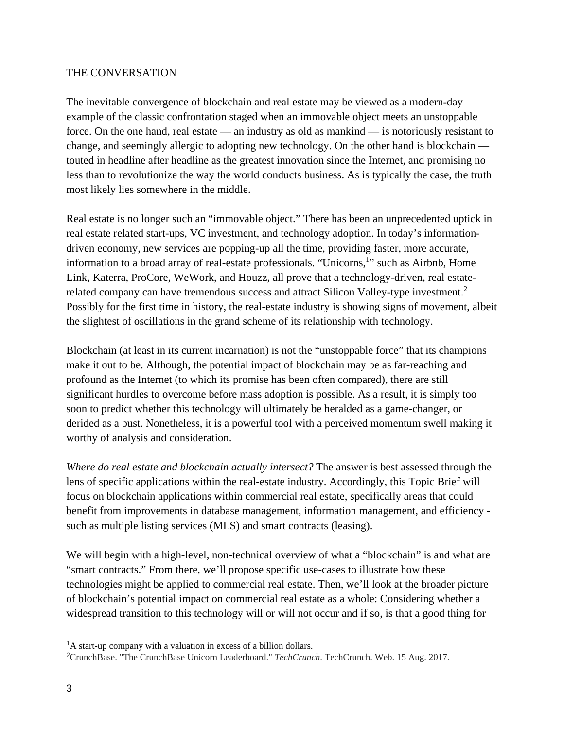## THE CONVERSATION

The inevitable convergence of blockchain and real estate may be viewed as a modern-day example of the classic confrontation staged when an immovable object meets an unstoppable force. On the one hand, real estate — an industry as old as mankind — is notoriously resistant to change, and seemingly allergic to adopting new technology. On the other hand is blockchain — touted in headline after headline as the greatest innovation since the Internet, and promising no less than to revolutionize the way the world conducts business. As is typically the case, the truth most likely lies somewhere in the middle.

Real estate is no longer such an "immovable object." There has been an unprecedented uptick in real estate related start-ups, VC investment, and technology adoption. In today's information-driven economy, new services are popping-up all the time, providing faster, more accurate, information to a broad array of real-estate professionals. "Unicorns,[1]" such as Airbnb, Home Link, Katerra, ProCore, WeWork, and Houzz, all prove that a technology-driven, real estate-related company can have tremendous success and attract Silicon Valley-type investment.[2] Possibly for the first time in history, the real-estate industry is showing signs of movement, albeit the slightest of oscillations in the grand scheme of its relationship with technology.

Blockchain (at least in its current incarnation) is not the "unstoppable force" that its champions make it out to be. Although, the potential impact of blockchain may be as far-reaching and profound as the Internet (to which its promise has been often compared), there are still significant hurdles to overcome before mass adoption is possible. As a result, it is simply too soon to predict whether this technology will ultimately be heralded as a game-changer, or derided as a bust. Nonetheless, it is a powerful tool with a perceived momentum swell making it worthy of analysis and consideration.

*Where do real estate and blockchain actually intersect?* The answer is best assessed through the lens of specific applications within the real-estate industry. Accordingly, this Topic Brief will focus on blockchain applications within commercial real estate, specifically areas that could benefit from improvements in database management, information management, and efficiency - such as multiple listing services (MLS) and smart contracts (leasing).

We will begin with a high-level, non-technical overview of what a "blockchain" is and what are "smart contracts." From there, we'll propose specific use-cases to illustrate how these technologies might be applied to commercial real estate. Then, we'll look at the broader picture of blockchain's potential impact on commercial real estate as a whole: Considering whether a widespread transition to this technology will or will not occur and if so, is that a good thing for

---

[1] A start-up company with a valuation in excess of a billion dollars.

[2] CrunchBase. "The CrunchBase Unicorn Leaderboard." *TechCrunch*. TechCrunch. Web. 15 Aug. 2017.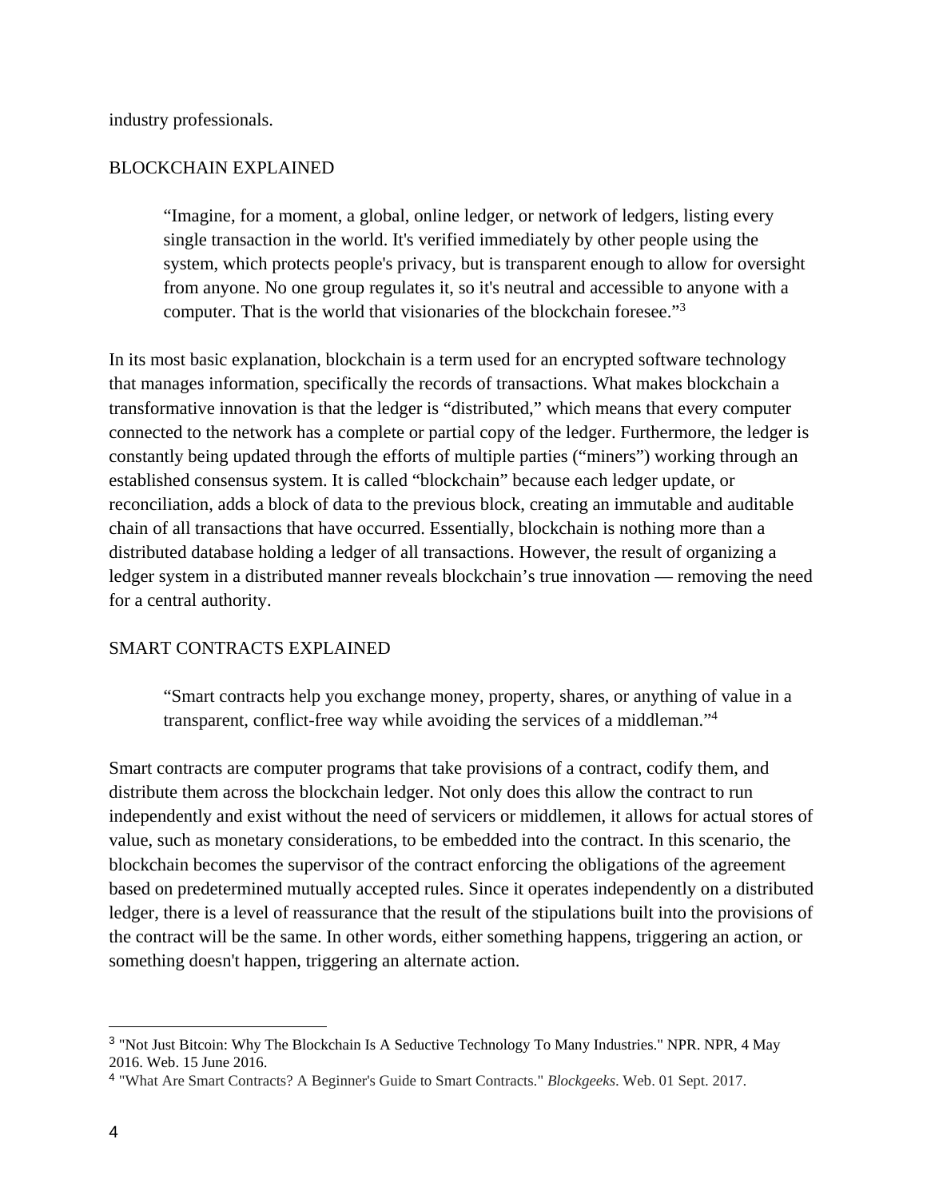industry professionals.

## BLOCKCHAIN EXPLAINED

> "Imagine, for a moment, a global, online ledger, or network of ledgers, listing every single transaction in the world. It's verified immediately by other people using the system, which protects people's privacy, but is transparent enough to allow for oversight from anyone. No one group regulates it, so it's neutral and accessible to anyone with a computer. That is the world that visionaries of the blockchain foresee."[3]

In its most basic explanation, blockchain is a term used for an encrypted software technology that manages information, specifically the records of transactions. What makes blockchain a transformative innovation is that the ledger is "distributed," which means that every computer connected to the network has a complete or partial copy of the ledger. Furthermore, the ledger is constantly being updated through the efforts of multiple parties ("miners") working through an established consensus system. It is called "blockchain" because each ledger update, or reconciliation, adds a block of data to the previous block, creating an immutable and auditable chain of all transactions that have occurred. Essentially, blockchain is nothing more than a distributed database holding a ledger of all transactions. However, the result of organizing a ledger system in a distributed manner reveals blockchain's true innovation — removing the need for a central authority.

## SMART CONTRACTS EXPLAINED

> "Smart contracts help you exchange money, property, shares, or anything of value in a transparent, conflict-free way while avoiding the services of a middleman."[4]

Smart contracts are computer programs that take provisions of a contract, codify them, and distribute them across the blockchain ledger. Not only does this allow the contract to run independently and exist without the need of servicers or middlemen, it allows for actual stores of value, such as monetary considerations, to be embedded into the contract. In this scenario, the blockchain becomes the supervisor of the contract enforcing the obligations of the agreement based on predetermined mutually accepted rules. Since it operates independently on a distributed ledger, there is a level of reassurance that the result of the stipulations built into the provisions of the contract will be the same. In other words, either something happens, triggering an action, or something doesn't happen, triggering an alternate action.

---

[3] "Not Just Bitcoin: Why The Blockchain Is A Seductive Technology To Many Industries." NPR. NPR, 4 May 2016. Web. 15 June 2016.

[4] "What Are Smart Contracts? A Beginner's Guide to Smart Contracts." *Blockgeeks*. Web. 01 Sept. 2017.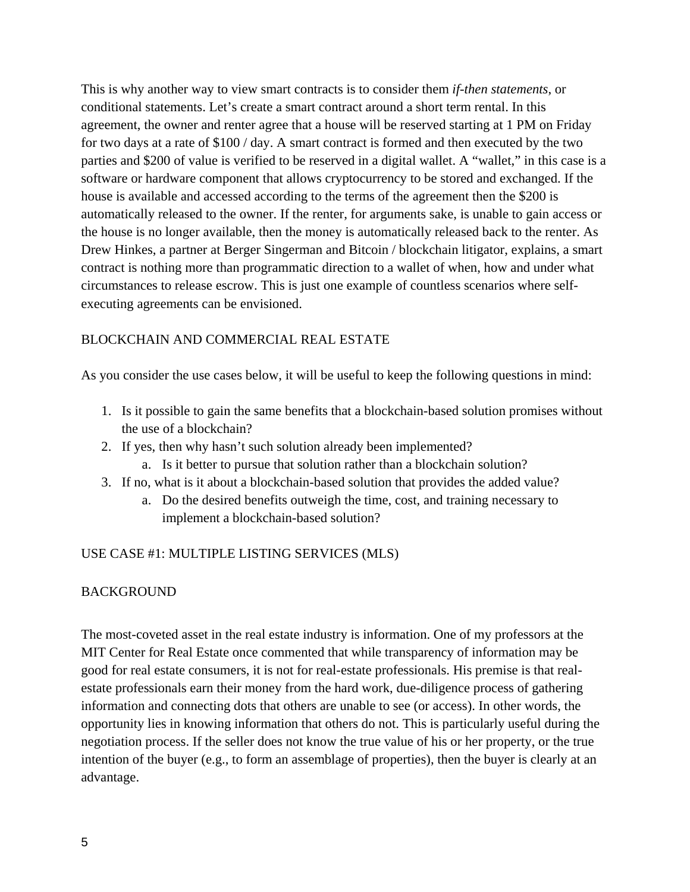This is why another way to view smart contracts is to consider them *if-then statements*, or conditional statements. Let's create a smart contract around a short term rental. In this agreement, the owner and renter agree that a house will be reserved starting at 1 PM on Friday for two days at a rate of $100 / day. A smart contract is formed and then executed by the two parties and $200 of value is verified to be reserved in a digital wallet. A "wallet," in this case is a software or hardware component that allows cryptocurrency to be stored and exchanged. If the house is available and accessed according to the terms of the agreement then the $200 is automatically released to the owner. If the renter, for arguments sake, is unable to gain access or the house is no longer available, then the money is automatically released back to the renter. As Drew Hinkes, a partner at Berger Singerman and Bitcoin / blockchain litigator, explains, a smart contract is nothing more than programmatic direction to a wallet of when, how and under what circumstances to release escrow. This is just one example of countless scenarios where self-executing agreements can be envisioned.

## BLOCKCHAIN AND COMMERCIAL REAL ESTATE

As you consider the use cases below, it will be useful to keep the following questions in mind:

1. Is it possible to gain the same benefits that a blockchain-based solution promises without the use of a blockchain?
2. If yes, then why hasn't such solution already been implemented?
    a. Is it better to pursue that solution rather than a blockchain solution?
3. If no, what is it about a blockchain-based solution that provides the added value?
    a. Do the desired benefits outweigh the time, cost, and training necessary to implement a blockchain-based solution?

## USE CASE #1: MULTIPLE LISTING SERVICES (MLS)

### BACKGROUND

The most-coveted asset in the real estate industry is information. One of my professors at the MIT Center for Real Estate once commented that while transparency of information may be good for real estate consumers, it is not for real-estate professionals. His premise is that real-estate professionals earn their money from the hard work, due-diligence process of gathering information and connecting dots that others are unable to see (or access). In other words, the opportunity lies in knowing information that others do not. This is particularly useful during the negotiation process. If the seller does not know the true value of his or her property, or the true intention of the buyer (e.g., to form an assemblage of properties), then the buyer is clearly at an advantage.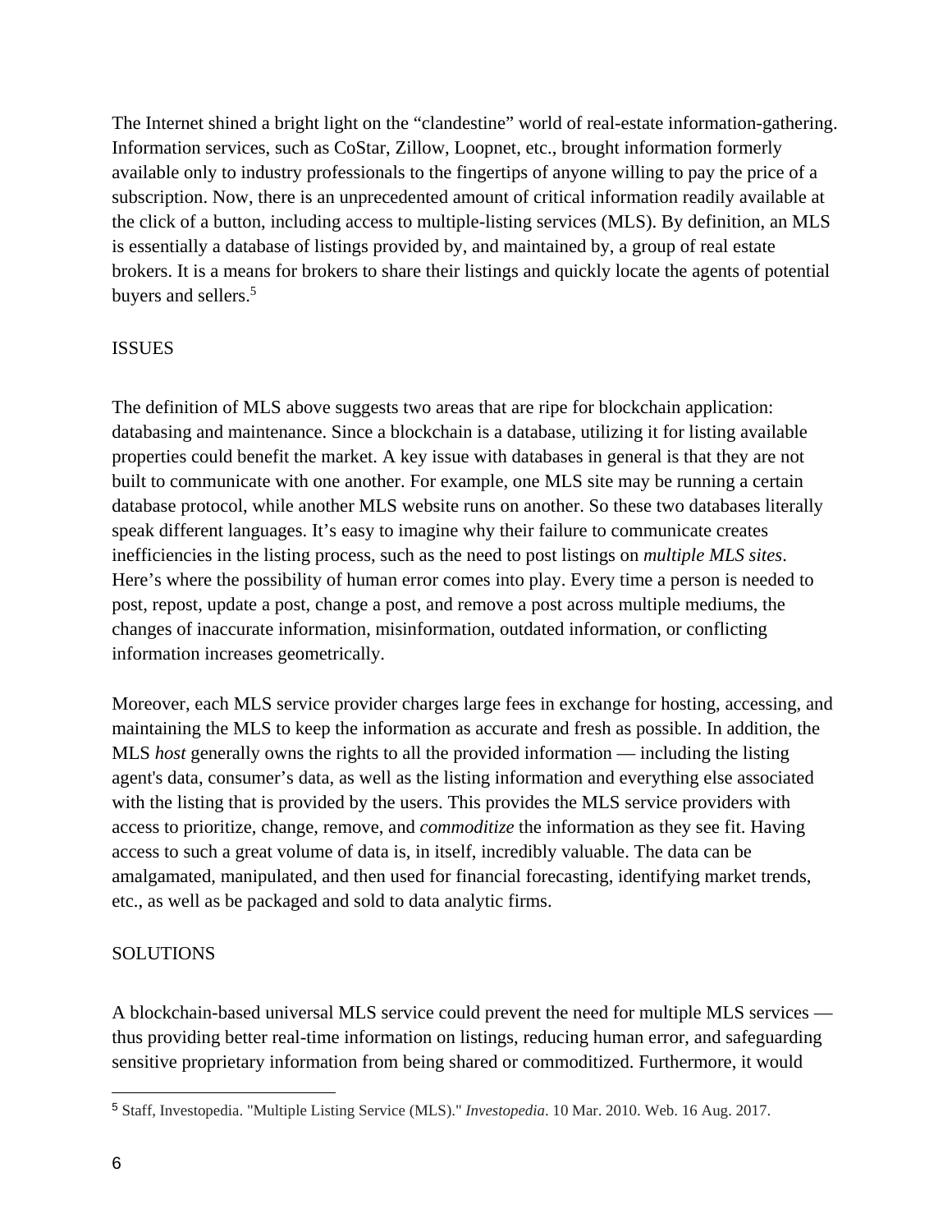The Internet shined a bright light on the "clandestine" world of real-estate information-gathering. Information services, such as CoStar, Zillow, Loopnet, etc., brought information formerly available only to industry professionals to the fingertips of anyone willing to pay the price of a subscription. Now, there is an unprecedented amount of critical information readily available at the click of a button, including access to multiple-listing services (MLS). By definition, an MLS is essentially a database of listings provided by, and maintained by, a group of real estate brokers. It is a means for brokers to share their listings and quickly locate the agents of potential buyers and sellers.[5]

## ISSUES

The definition of MLS above suggests two areas that are ripe for blockchain application: databasing and maintenance. Since a blockchain is a database, utilizing it for listing available properties could benefit the market. A key issue with databases in general is that they are not built to communicate with one another. For example, one MLS site may be running a certain database protocol, while another MLS website runs on another. So these two databases literally speak different languages. It's easy to imagine why their failure to communicate creates inefficiencies in the listing process, such as the need to post listings on *multiple MLS sites*. Here's where the possibility of human error comes into play. Every time a person is needed to post, repost, update a post, change a post, and remove a post across multiple mediums, the changes of inaccurate information, misinformation, outdated information, or conflicting information increases geometrically.

Moreover, each MLS service provider charges large fees in exchange for hosting, accessing, and maintaining the MLS to keep the information as accurate and fresh as possible. In addition, the MLS *host* generally owns the rights to all the provided information — including the listing agent's data, consumer's data, as well as the listing information and everything else associated with the listing that is provided by the users. This provides the MLS service providers with access to prioritize, change, remove, and *commoditize* the information as they see fit. Having access to such a great volume of data is, in itself, incredibly valuable. The data can be amalgamated, manipulated, and then used for financial forecasting, identifying market trends, etc., as well as be packaged and sold to data analytic firms.

## SOLUTIONS

A blockchain-based universal MLS service could prevent the need for multiple MLS services — thus providing better real-time information on listings, reducing human error, and safeguarding sensitive proprietary information from being shared or commoditized. Furthermore, it would

[5] Staff, Investopedia. "Multiple Listing Service (MLS)." *Investopedia*. 10 Mar. 2010. Web. 16 Aug. 2017.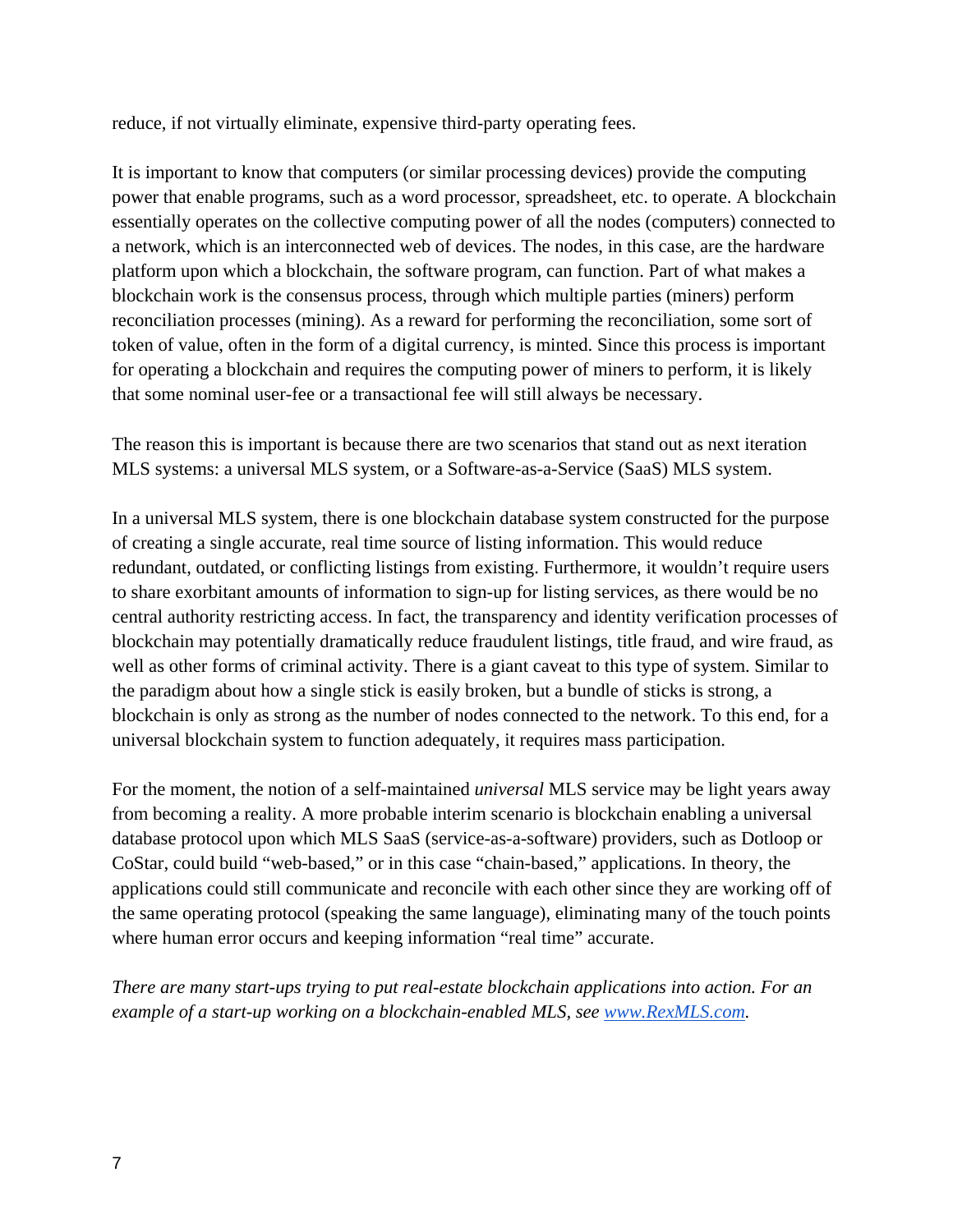reduce, if not virtually eliminate, expensive third-party operating fees.

It is important to know that computers (or similar processing devices) provide the computing power that enable programs, such as a word processor, spreadsheet, etc. to operate. A blockchain essentially operates on the collective computing power of all the nodes (computers) connected to a network, which is an interconnected web of devices. The nodes, in this case, are the hardware platform upon which a blockchain, the software program, can function. Part of what makes a blockchain work is the consensus process, through which multiple parties (miners) perform reconciliation processes (mining). As a reward for performing the reconciliation, some sort of token of value, often in the form of a digital currency, is minted. Since this process is important for operating a blockchain and requires the computing power of miners to perform, it is likely that some nominal user-fee or a transactional fee will still always be necessary.

The reason this is important is because there are two scenarios that stand out as next iteration MLS systems: a universal MLS system, or a Software-as-a-Service (SaaS) MLS system.

In a universal MLS system, there is one blockchain database system constructed for the purpose of creating a single accurate, real time source of listing information. This would reduce redundant, outdated, or conflicting listings from existing. Furthermore, it wouldn't require users to share exorbitant amounts of information to sign-up for listing services, as there would be no central authority restricting access. In fact, the transparency and identity verification processes of blockchain may potentially dramatically reduce fraudulent listings, title fraud, and wire fraud, as well as other forms of criminal activity. There is a giant caveat to this type of system. Similar to the paradigm about how a single stick is easily broken, but a bundle of sticks is strong, a blockchain is only as strong as the number of nodes connected to the network. To this end, for a universal blockchain system to function adequately, it requires mass participation.

For the moment, the notion of a self-maintained *universal* MLS service may be light years away from becoming a reality. A more probable interim scenario is blockchain enabling a universal database protocol upon which MLS SaaS (service-as-a-software) providers, such as Dotloop or CoStar, could build "web-based," or in this case "chain-based," applications. In theory, the applications could still communicate and reconcile with each other since they are working off of the same operating protocol (speaking the same language), eliminating many of the touch points where human error occurs and keeping information "real time" accurate.

*There are many start-ups trying to put real-estate blockchain applications into action. For an example of a start-up working on a blockchain-enabled MLS, see [www.RexMLS.com](http://www.RexMLS.com).*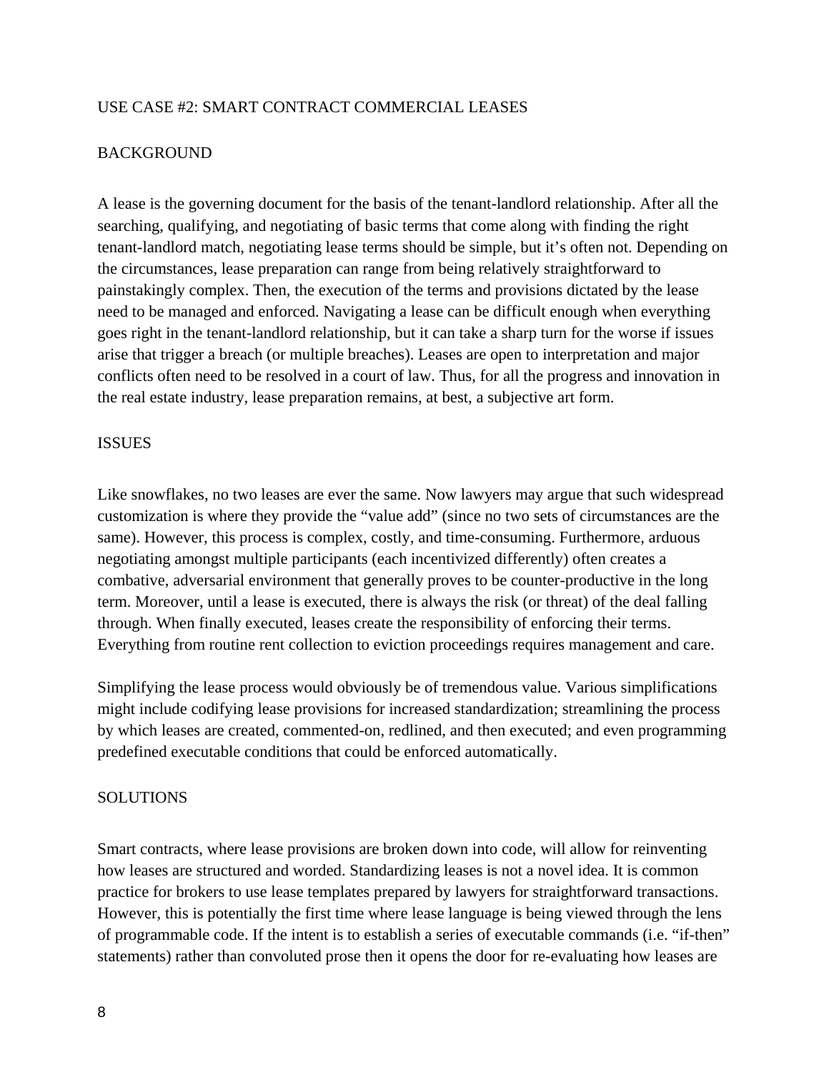## USE CASE #2: SMART CONTRACT COMMERCIAL LEASES

### BACKGROUND

A lease is the governing document for the basis of the tenant-landlord relationship. After all the searching, qualifying, and negotiating of basic terms that come along with finding the right tenant-landlord match, negotiating lease terms should be simple, but it's often not. Depending on the circumstances, lease preparation can range from being relatively straightforward to painstakingly complex. Then, the execution of the terms and provisions dictated by the lease need to be managed and enforced. Navigating a lease can be difficult enough when everything goes right in the tenant-landlord relationship, but it can take a sharp turn for the worse if issues arise that trigger a breach (or multiple breaches). Leases are open to interpretation and major conflicts often need to be resolved in a court of law. Thus, for all the progress and innovation in the real estate industry, lease preparation remains, at best, a subjective art form.

### ISSUES

Like snowflakes, no two leases are ever the same. Now lawyers may argue that such widespread customization is where they provide the "value add" (since no two sets of circumstances are the same). However, this process is complex, costly, and time-consuming. Furthermore, arduous negotiating amongst multiple participants (each incentivized differently) often creates a combative, adversarial environment that generally proves to be counter-productive in the long term. Moreover, until a lease is executed, there is always the risk (or threat) of the deal falling through. When finally executed, leases create the responsibility of enforcing their terms. Everything from routine rent collection to eviction proceedings requires management and care.

Simplifying the lease process would obviously be of tremendous value. Various simplifications might include codifying lease provisions for increased standardization; streamlining the process by which leases are created, commented-on, redlined, and then executed; and even programming predefined executable conditions that could be enforced automatically.

### SOLUTIONS

Smart contracts, where lease provisions are broken down into code, will allow for reinventing how leases are structured and worded. Standardizing leases is not a novel idea. It is common practice for brokers to use lease templates prepared by lawyers for straightforward transactions. However, this is potentially the first time where lease language is being viewed through the lens of programmable code. If the intent is to establish a series of executable commands (i.e. "if-then" statements) rather than convoluted prose then it opens the door for re-evaluating how leases are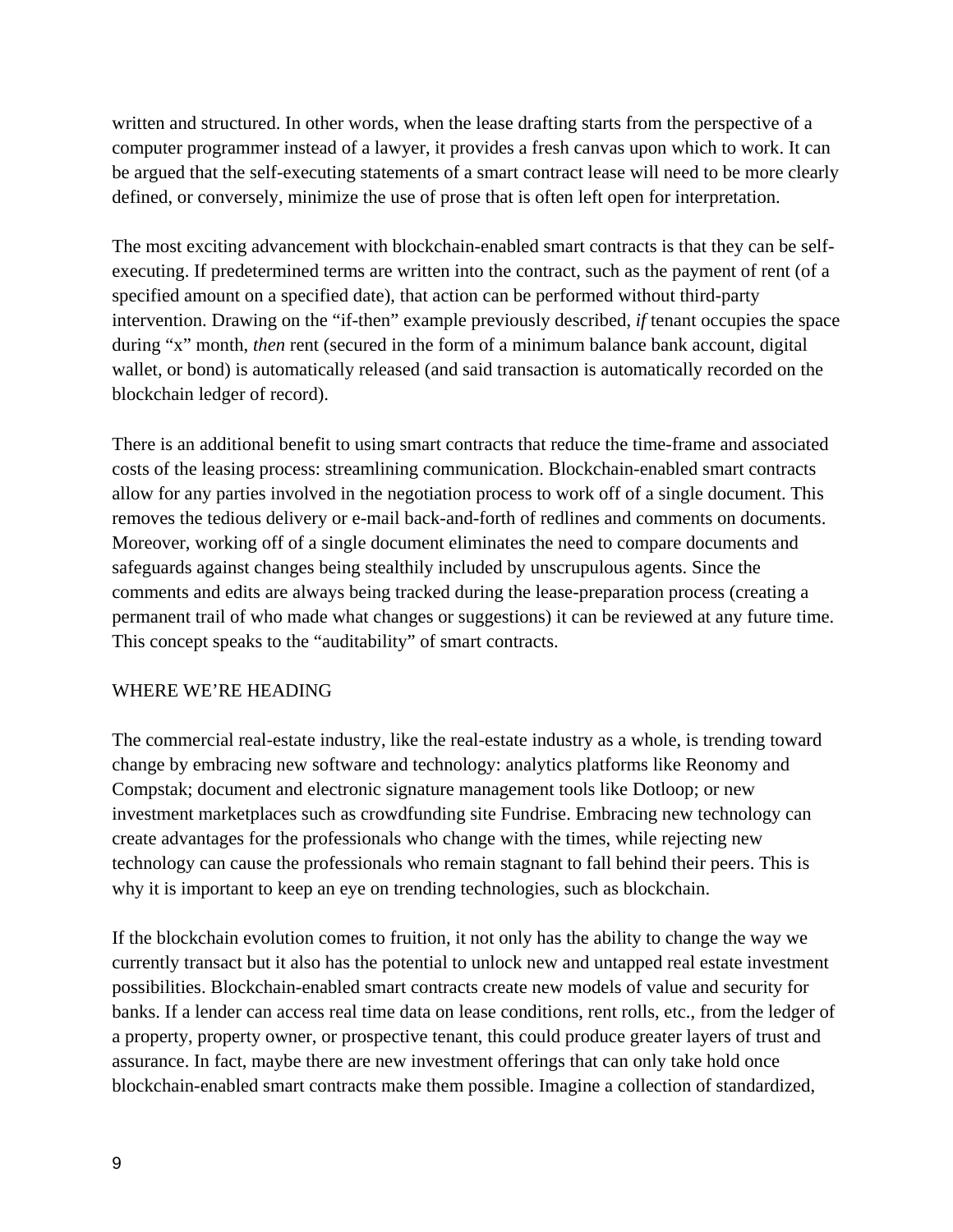written and structured. In other words, when the lease drafting starts from the perspective of a computer programmer instead of a lawyer, it provides a fresh canvas upon which to work. It can be argued that the self-executing statements of a smart contract lease will need to be more clearly defined, or conversely, minimize the use of prose that is often left open for interpretation.

The most exciting advancement with blockchain-enabled smart contracts is that they can be self-executing. If predetermined terms are written into the contract, such as the payment of rent (of a specified amount on a specified date), that action can be performed without third-party intervention. Drawing on the "if-then" example previously described, *if* tenant occupies the space during "x" month, *then* rent (secured in the form of a minimum balance bank account, digital wallet, or bond) is automatically released (and said transaction is automatically recorded on the blockchain ledger of record).

There is an additional benefit to using smart contracts that reduce the time-frame and associated costs of the leasing process: streamlining communication. Blockchain-enabled smart contracts allow for any parties involved in the negotiation process to work off of a single document. This removes the tedious delivery or e-mail back-and-forth of redlines and comments on documents. Moreover, working off of a single document eliminates the need to compare documents and safeguards against changes being stealthily included by unscrupulous agents. Since the comments and edits are always being tracked during the lease-preparation process (creating a permanent trail of who made what changes or suggestions) it can be reviewed at any future time. This concept speaks to the "auditability" of smart contracts.

## WHERE WE'RE HEADING

The commercial real-estate industry, like the real-estate industry as a whole, is trending toward change by embracing new software and technology: analytics platforms like Reonomy and Compstak; document and electronic signature management tools like Dotloop; or new investment marketplaces such as crowdfunding site Fundrise. Embracing new technology can create advantages for the professionals who change with the times, while rejecting new technology can cause the professionals who remain stagnant to fall behind their peers. This is why it is important to keep an eye on trending technologies, such as blockchain.

If the blockchain evolution comes to fruition, it not only has the ability to change the way we currently transact but it also has the potential to unlock new and untapped real estate investment possibilities. Blockchain-enabled smart contracts create new models of value and security for banks. If a lender can access real time data on lease conditions, rent rolls, etc., from the ledger of a property, property owner, or prospective tenant, this could produce greater layers of trust and assurance. In fact, maybe there are new investment offerings that can only take hold once blockchain-enabled smart contracts make them possible. Imagine a collection of standardized,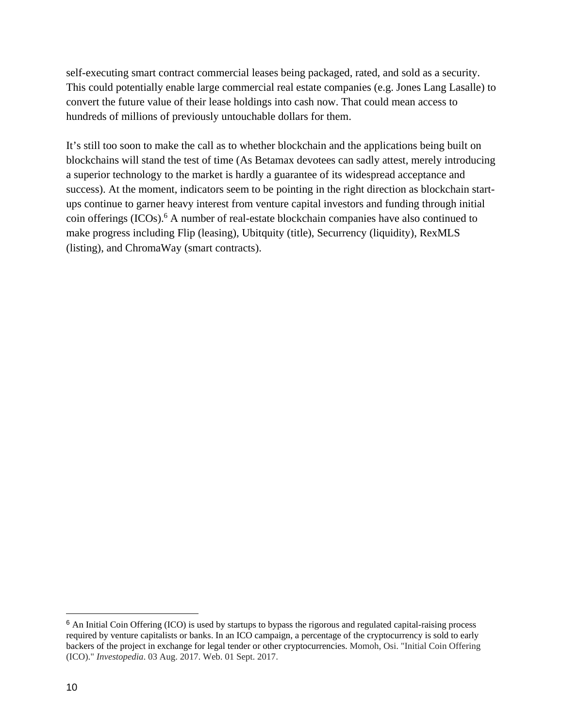self-executing smart contract commercial leases being packaged, rated, and sold as a security. This could potentially enable large commercial real estate companies (e.g. Jones Lang Lasalle) to convert the future value of their lease holdings into cash now. That could mean access to hundreds of millions of previously untouchable dollars for them.

It's still too soon to make the call as to whether blockchain and the applications being built on blockchains will stand the test of time (As Betamax devotees can sadly attest, merely introducing a superior technology to the market is hardly a guarantee of its widespread acceptance and success). At the moment, indicators seem to be pointing in the right direction as blockchain start-ups continue to garner heavy interest from venture capital investors and funding through initial coin offerings (ICOs).[6] A number of real-estate blockchain companies have also continued to make progress including Flip (leasing), Ubitquity (title), Securrency (liquidity), RexMLS (listing), and ChromaWay (smart contracts).

---

[6] An Initial Coin Offering (ICO) is used by startups to bypass the rigorous and regulated capital-raising process required by venture capitalists or banks. In an ICO campaign, a percentage of the cryptocurrency is sold to early backers of the project in exchange for legal tender or other cryptocurrencies. Momoh, Osi. "Initial Coin Offering (ICO)." *Investopedia*. 03 Aug. 2017. Web. 01 Sept. 2017.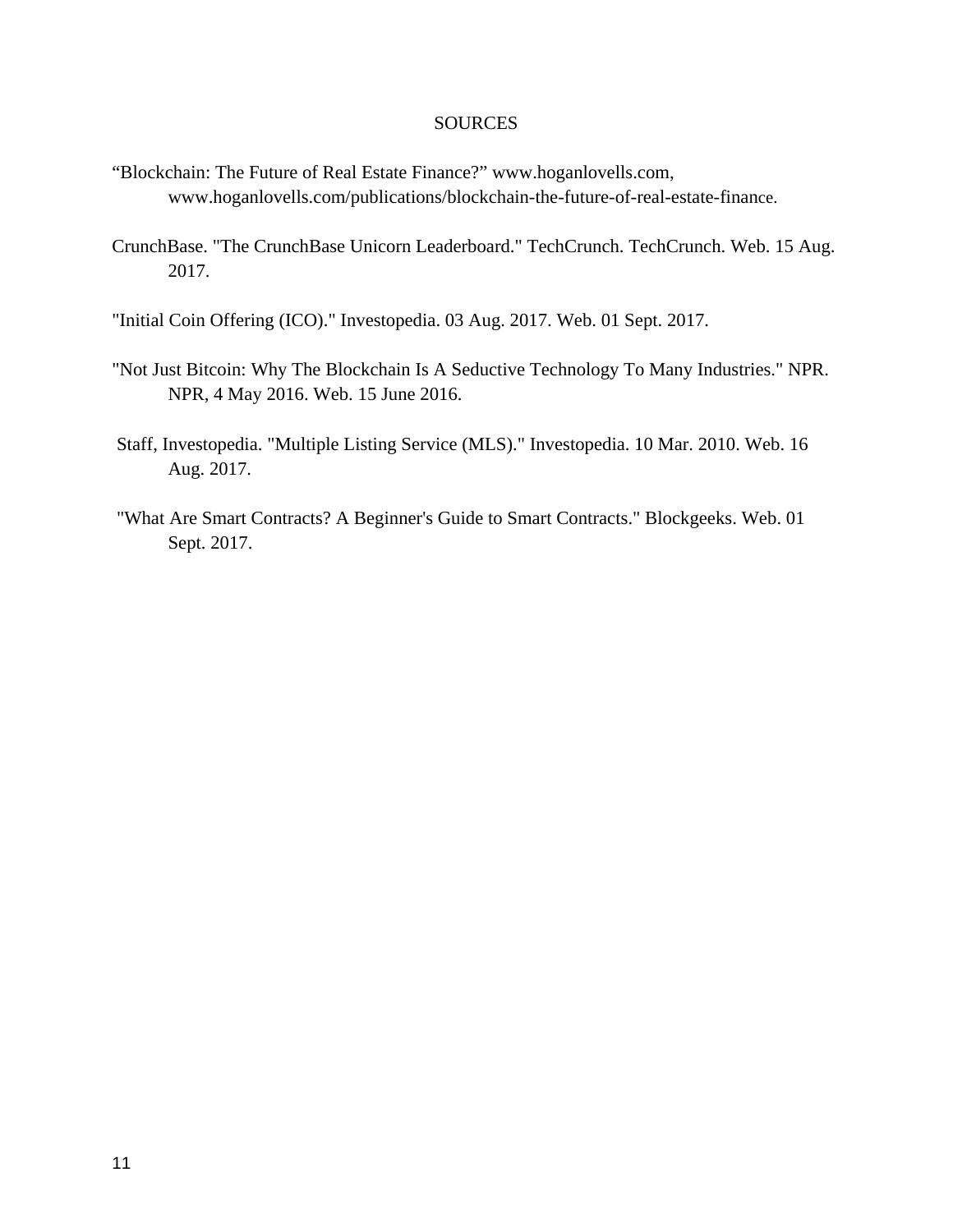# SOURCES

"Blockchain: The Future of Real Estate Finance?" www.hoganlovells.com, www.hoganlovells.com/publications/blockchain-the-future-of-real-estate-finance.

CrunchBase. "The CrunchBase Unicorn Leaderboard." TechCrunch. TechCrunch. Web. 15 Aug. 2017.

"Initial Coin Offering (ICO)." Investopedia. 03 Aug. 2017. Web. 01 Sept. 2017.

"Not Just Bitcoin: Why The Blockchain Is A Seductive Technology To Many Industries." NPR. NPR, 4 May 2016. Web. 15 June 2016.

Staff, Investopedia. "Multiple Listing Service (MLS)." Investopedia. 10 Mar. 2010. Web. 16 Aug. 2017.

"What Are Smart Contracts? A Beginner's Guide to Smart Contracts." Blockgeeks. Web. 01 Sept. 2017.